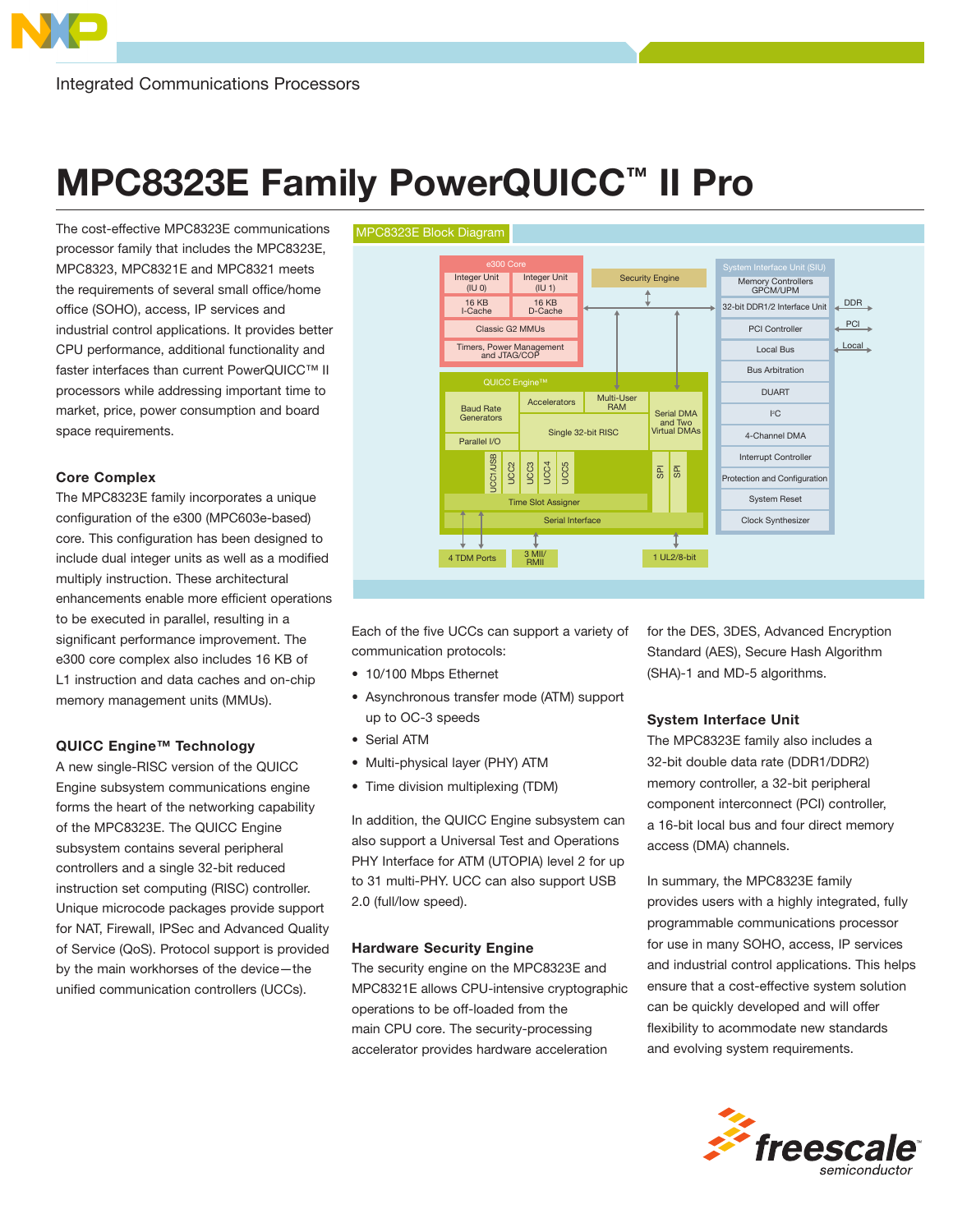Integrated Communications Processors

# MPC8323E Family PowerQUICC™ II Pro

The cost-effective MPC8323E communications processor family that includes the MPC8323E, MPC8323, MPC8321E and MPC8321 meets the requirements of several small office/home office (SOHO), access, IP services and industrial control applications. It provides better CPU performance, additional functionality and faster interfaces than current PowerQUICC™ II processors while addressing important time to market, price, power consumption and board space requirements.

MPC8323E Block Diagram

## Core Complex

The MPC8323E family incorporates a unique configuration of the e300 (MPC603e-based) core. This configuration has been designed to include dual integer units as well as a modified multiply instruction. These architectural enhancements enable more efficient operations to be executed in parallel, resulting in a significant performance improvement. The e300 core complex also includes 16 KB of L1 instruction and data caches and on-chip memory management units (MMUs).

## QUICC Engine™ Technology

A new single-RISC version of the QUICC Engine subsystem communications engine forms the heart of the networking capability of the MPC8323E. The QUICC Engine subsystem contains several peripheral controllers and a single 32-bit reduced instruction set computing (RISC) controller. Unique microcode packages provide support for NAT, Firewall, IPSec and Advanced Quality of Service (QoS). Protocol support is provided by the main workhorses of the device—the unified communication controllers (UCCs).

Each of the five UCCs can support a variety of communication protocols:

- 10/100 Mbps Ethernet
- Asynchronous transfer mode (ATM) support up to OC-3 speeds
- Serial ATM
- Multi-physical layer (PHY) ATM
- Time division multiplexing (TDM)

In addition, the QUICC Engine subsystem can also support a Universal Test and Operations PHY Interface for ATM (UTOPIA) level 2 for up to 31 multi-PHY. UCC can also support USB 2.0 (full/low speed).

## Hardware Security Engine

The security engine on the MPC8323E and MPC8321E allows CPU-intensive cryptographic operations to be off-loaded from the main CPU core. The security-processing accelerator provides hardware acceleration for the DES, 3DES, Advanced Encryption Standard (AES), Secure Hash Algorithm (SHA)-1 and MD-5 algorithms.

## System Interface Unit

The MPC8323E family also includes a 32-bit double data rate (DDR1/DDR2) memory controller, a 32-bit peripheral component interconnect (PCI) controller, a 16-bit local bus and four direct memory access (DMA) channels.

In summary, the MPC8323E family provides users with a highly integrated, fully programmable communications processor for use in many SOHO, access, IP services and industrial control applications. This helps ensure that a cost-effective system solution can be quickly developed and will offer flexibility to acommodate new standards and evolving system requirements.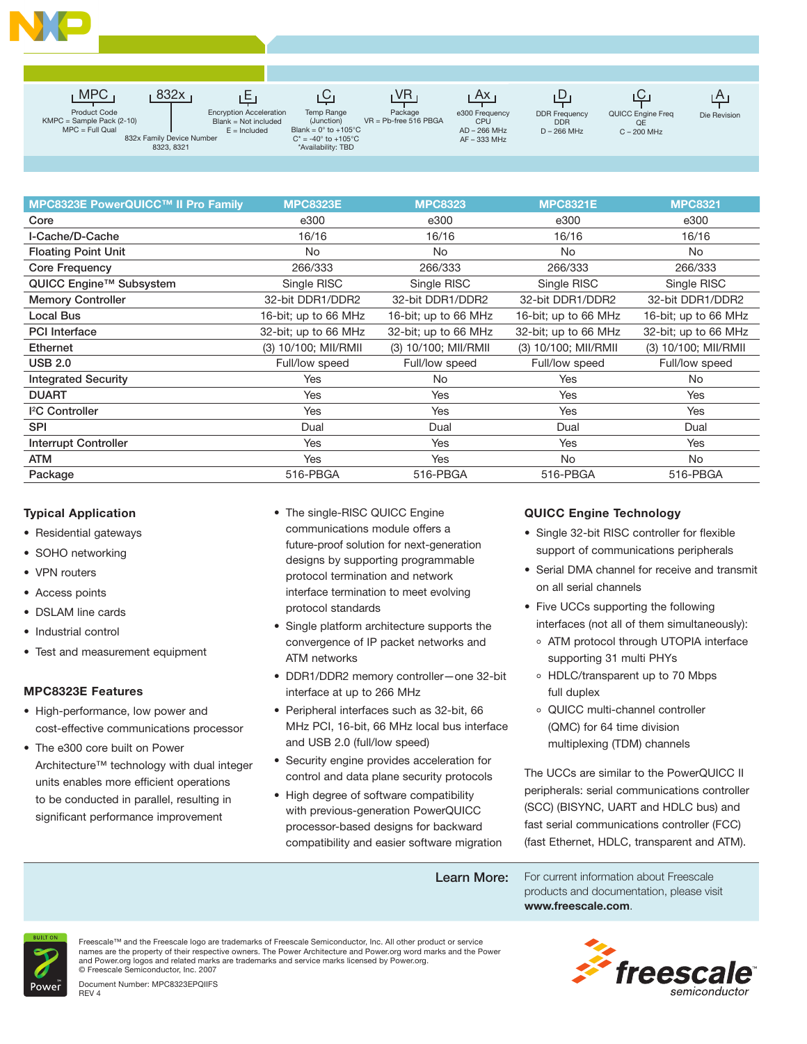| MPC | 832x | E | C | VR | Ax | D | C | A |
|---|---|---|---|---|---|---|---|---|
| Product Code<br>KMPC = Sample Pack (2-10)<br>MPC = Full Qual | 832x Family Device Number<br>8323, 8321 | Encryption Acceleration<br>Blank = Not included<br>E = Included | Temp Range (Junction)<br>Blank = 0° to +105°C<br>C* = -40° to +105°C<br>*Availability: TBD | Package<br>VR = Pb-free 516 PBGA | e300 Frequency CPU<br>AD – 266 MHz<br>AF – 333 MHz | DDR Frequency DDR<br>D – 266 MHz | QUICC Engine Freq QE<br>C – 200 MHz | Die Revision |

| MPC8323E PowerQUICC™ II Pro Family | MPC8323E | MPC8323 | MPC8321E | MPC8321 |
|---|---|---|---|---|
| Core | e300 | e300 | e300 | e300 |
| I-Cache/D-Cache | 16/16 | 16/16 | 16/16 | 16/16 |
| Floating Point Unit | No | No | No | No |
| Core Frequency | 266/333 | 266/333 | 266/333 | 266/333 |
| QUICC Engine™ Subsystem | Single RISC | Single RISC | Single RISC | Single RISC |
| Memory Controller | 32-bit DDR1/DDR2 | 32-bit DDR1/DDR2 | 32-bit DDR1/DDR2 | 32-bit DDR1/DDR2 |
| Local Bus | 16-bit; up to 66 MHz | 16-bit; up to 66 MHz | 16-bit; up to 66 MHz | 16-bit; up to 66 MHz |
| PCI Interface | 32-bit; up to 66 MHz | 32-bit; up to 66 MHz | 32-bit; up to 66 MHz | 32-bit; up to 66 MHz |
| Ethernet | (3) 10/100; MII/RMII | (3) 10/100; MII/RMII | (3) 10/100; MII/RMII | (3) 10/100; MII/RMII |
| USB 2.0 | Full/low speed | Full/low speed | Full/low speed | Full/low speed |
| Integrated Security | Yes | No | Yes | No |
| DUART | Yes | Yes | Yes | Yes |
| I²C Controller | Yes | Yes | Yes | Yes |
| SPI | Dual | Dual | Dual | Dual |
| Interrupt Controller | Yes | Yes | Yes | Yes |
| ATM | Yes | Yes | No | No |
| Package | 516-PBGA | 516-PBGA | 516-PBGA | 516-PBGA |

### Typical Application

- Residential gateways
- SOHO networking
- VPN routers
- Access points
- DSLAM line cards
- Industrial control
- Test and measurement equipment

### MPC8323E Features

- High-performance, low power and cost-effective communications processor
- The e300 core built on Power Architecture™ technology with dual integer units enables more efficient operations to be conducted in parallel, resulting in significant performance improvement
- The single-RISC QUICC Engine communications module offers a future-proof solution for next-generation designs by supporting programmable protocol termination and network interface termination to meet evolving protocol standards
- Single platform architecture supports the convergence of IP packet networks and ATM networks
- DDR1/DDR2 memory controller—one 32-bit interface at up to 266 MHz
- Peripheral interfaces such as 32-bit, 66 MHz PCI, 16-bit, 66 MHz local bus interface and USB 2.0 (full/low speed)
- Security engine provides acceleration for control and data plane security protocols
- High degree of software compatibility with previous-generation PowerQUICC processor-based designs for backward compatibility and easier software migration

### QUICC Engine Technology

- Single 32-bit RISC controller for flexible support of communications peripherals
- Serial DMA channel for receive and transmit on all serial channels
- Five UCCs supporting the following interfaces (not all of them simultaneously):
  - ATM protocol through UTOPIA interface supporting 31 multi PHYs
  - HDLC/transparent up to 70 Mbps full duplex
  - QUICC multi-channel controller (QMC) for 64 time division multiplexing (TDM) channels

The UCCs are similar to the PowerQUICC II peripherals: serial communications controller (SCC) (BISYNC, UART and HDLC bus) and fast serial communications controller (FCC) (fast Ethernet, HDLC, transparent and ATM).

**Learn More:** For current information about Freescale products and documentation, please visit **www.freescale.com**.

Freescale™ and the Freescale logo are trademarks of Freescale Semiconductor, Inc. All other product or service names are the property of their respective owners. The Power Architecture and Power.org word marks and the Power and Power.org logos and related marks are trademarks and service marks licensed by Power.org.
© Freescale Semiconductor, Inc. 2007

Document Number: MPC8323EPQIIFS
REV 4